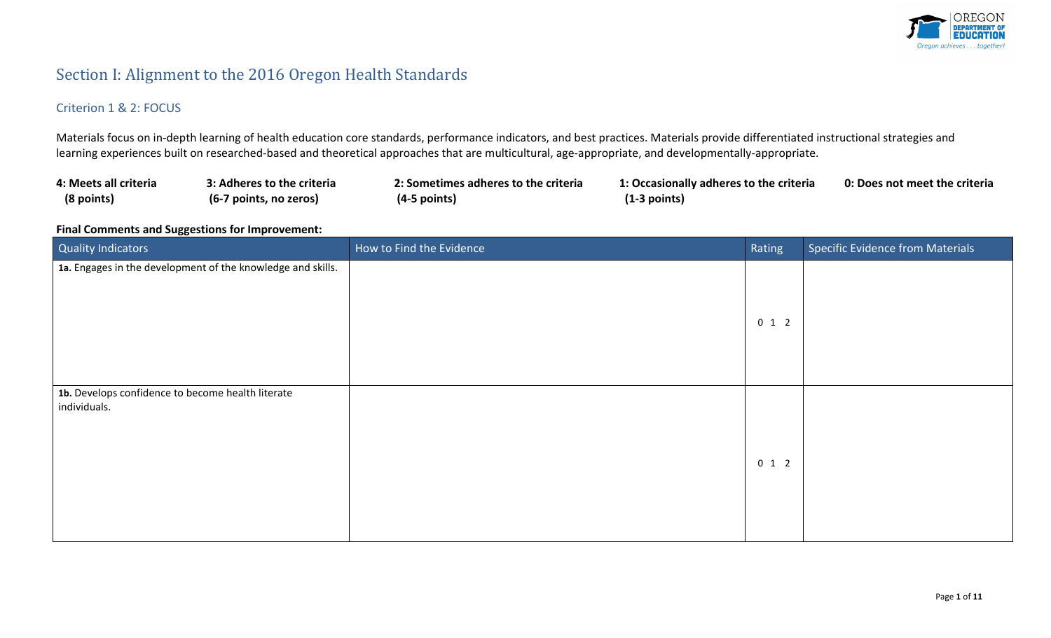# Section I: Alignment to the 2016 Oregon Health Standards

## Criterion 1 & 2: FOCUS

Materials focus on in-depth learning of health education core standards, performance indicators, and best practices. Materials provide differentiated instructional strategies and learning experiences built on researched-based and theoretical approaches that are multicultural, age-appropriate, and developmentally-appropriate.

**4: Meets all criteria (8 points)** | **3: Adheres to the criteria (6-7 points, no zeros)** | **2: Sometimes adheres to the criteria (4-5 points)** | **1: Occasionally adheres to the criteria (1-3 points)** | **0: Does not meet the criteria**

**Final Comments and Suggestions for Improvement:**

| Quality Indicators | How to Find the Evidence | Rating | Specific Evidence from Materials |
|---|---|---|---|
| **1a.** Engages in the development of the knowledge and skills. | | 0 1 2 | |
| **1b.** Develops confidence to become health literate individuals. | | 0 1 2 | |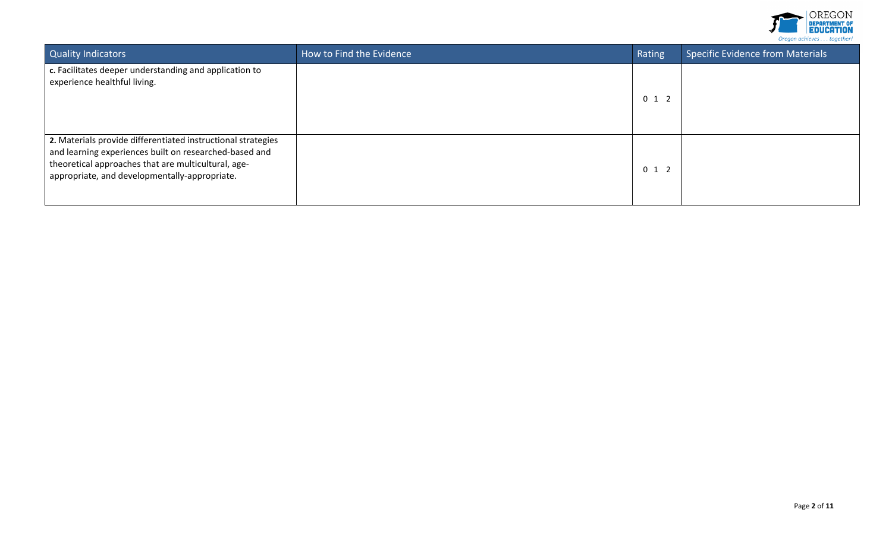| Quality Indicators | How to Find the Evidence | Rating | Specific Evidence from Materials |
|---|---|---|---|
| **c.** Facilitates deeper understanding and application to experience healthful living. | | 0 1 2 | |
| **2.** Materials provide differentiated instructional strategies and learning experiences built on researched-based and theoretical approaches that are multicultural, age-appropriate, and developmentally-appropriate. | | 0 1 2 | |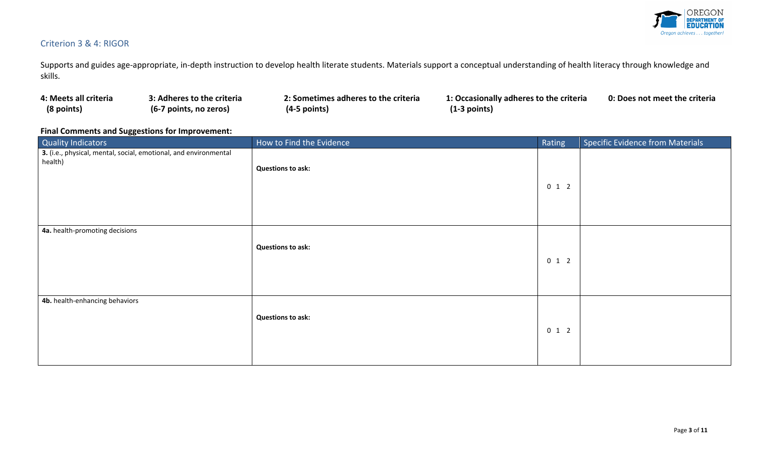## Criterion 3 & 4: RIGOR

Supports and guides age-appropriate, in-depth instruction to develop health literate students. Materials support a conceptual understanding of health literacy through knowledge and skills.

**4: Meets all criteria (8 points)** | **3: Adheres to the criteria (6-7 points, no zeros)** | **2: Sometimes adheres to the criteria (4-5 points)** | **1: Occasionally adheres to the criteria (1-3 points)** | **0: Does not meet the criteria**

**Final Comments and Suggestions for Improvement:**

| Quality Indicators | How to Find the Evidence | Rating | Specific Evidence from Materials |
|---|---|---|---|
| **3.** (i.e., physical, mental, social, emotional, and environmental health) | **Questions to ask:** | 0 1 2 | |
| **4a.** health-promoting decisions | **Questions to ask:** | 0 1 2 | |
| **4b.** health-enhancing behaviors | **Questions to ask:** | 0 1 2 | |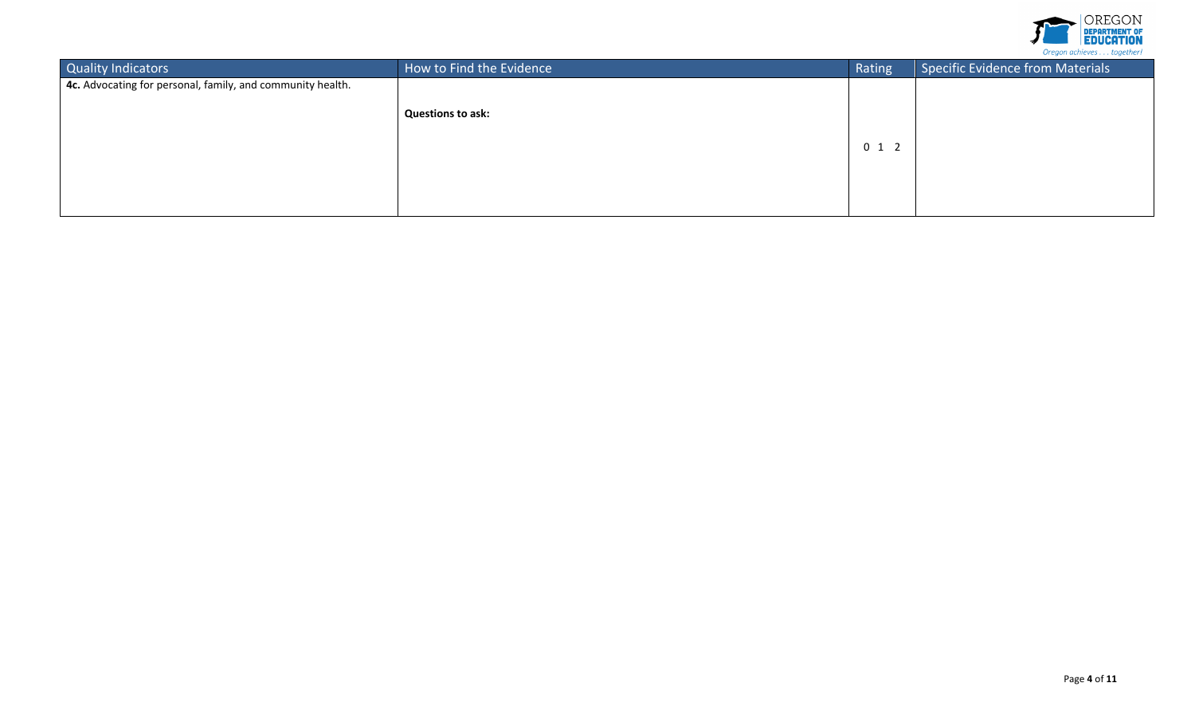| Quality Indicators | How to Find the Evidence | Rating | Specific Evidence from Materials |
|---|---|---|---|
| **4c.** Advocating for personal, family, and community health. | **Questions to ask:** | 0 1 2 | |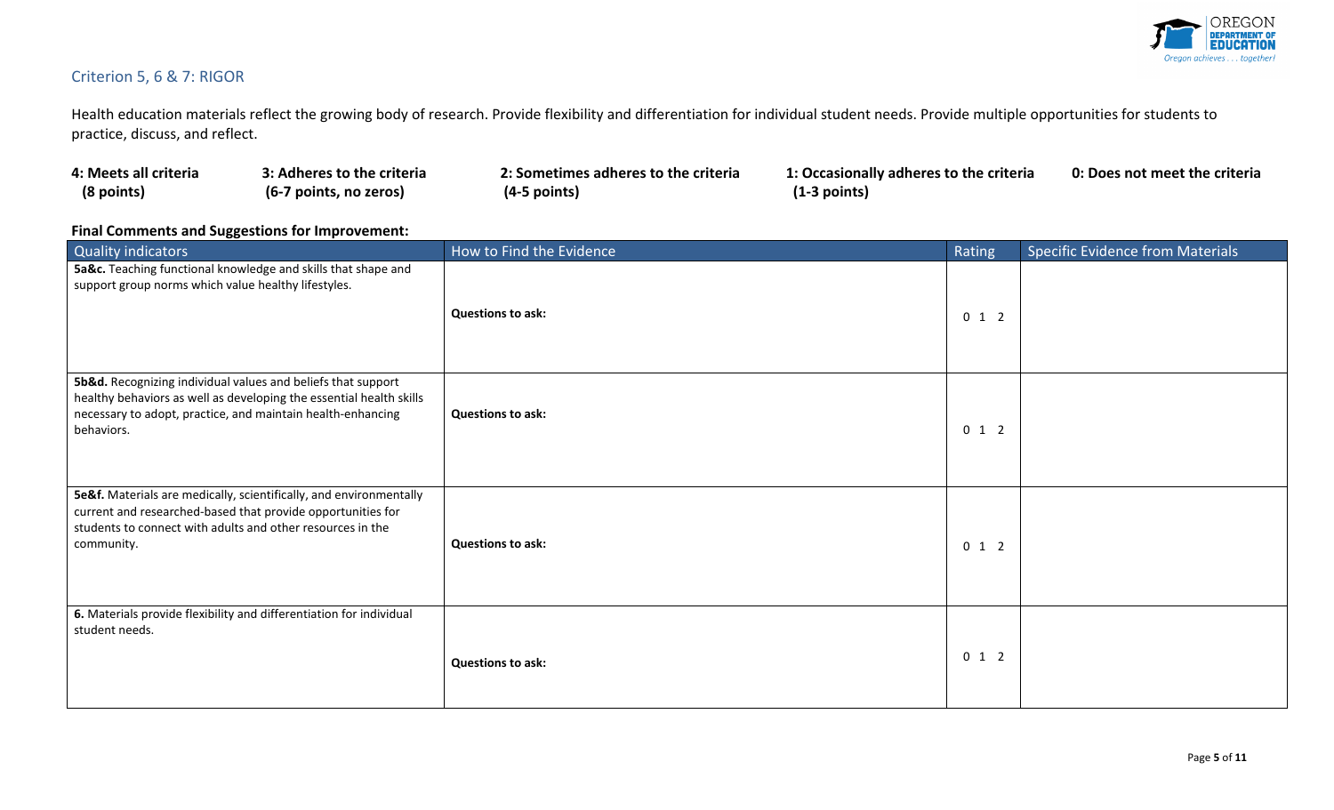## Criterion 5, 6 & 7: RIGOR

Health education materials reflect the growing body of research. Provide flexibility and differentiation for individual student needs. Provide multiple opportunities for students to practice, discuss, and reflect.

**4: Meets all criteria (8 points)** | **3: Adheres to the criteria (6-7 points, no zeros)** | **2: Sometimes adheres to the criteria (4-5 points)** | **1: Occasionally adheres to the criteria (1-3 points)** | **0: Does not meet the criteria**

**Final Comments and Suggestions for Improvement:**

| Quality indicators | How to Find the Evidence | Rating | Specific Evidence from Materials |
|---|---|---|---|
| **5a&c.** Teaching functional knowledge and skills that shape and support group norms which value healthy lifestyles. | **Questions to ask:** | 0 1 2 | |
| **5b&d.** Recognizing individual values and beliefs that support healthy behaviors as well as developing the essential health skills necessary to adopt, practice, and maintain health-enhancing behaviors. | **Questions to ask:** | 0 1 2 | |
| **5e&f.** Materials are medically, scientifically, and environmentally current and researched-based that provide opportunities for students to connect with adults and other resources in the community. | **Questions to ask:** | 0 1 2 | |
| **6.** Materials provide flexibility and differentiation for individual student needs. | **Questions to ask:** | 0 1 2 | |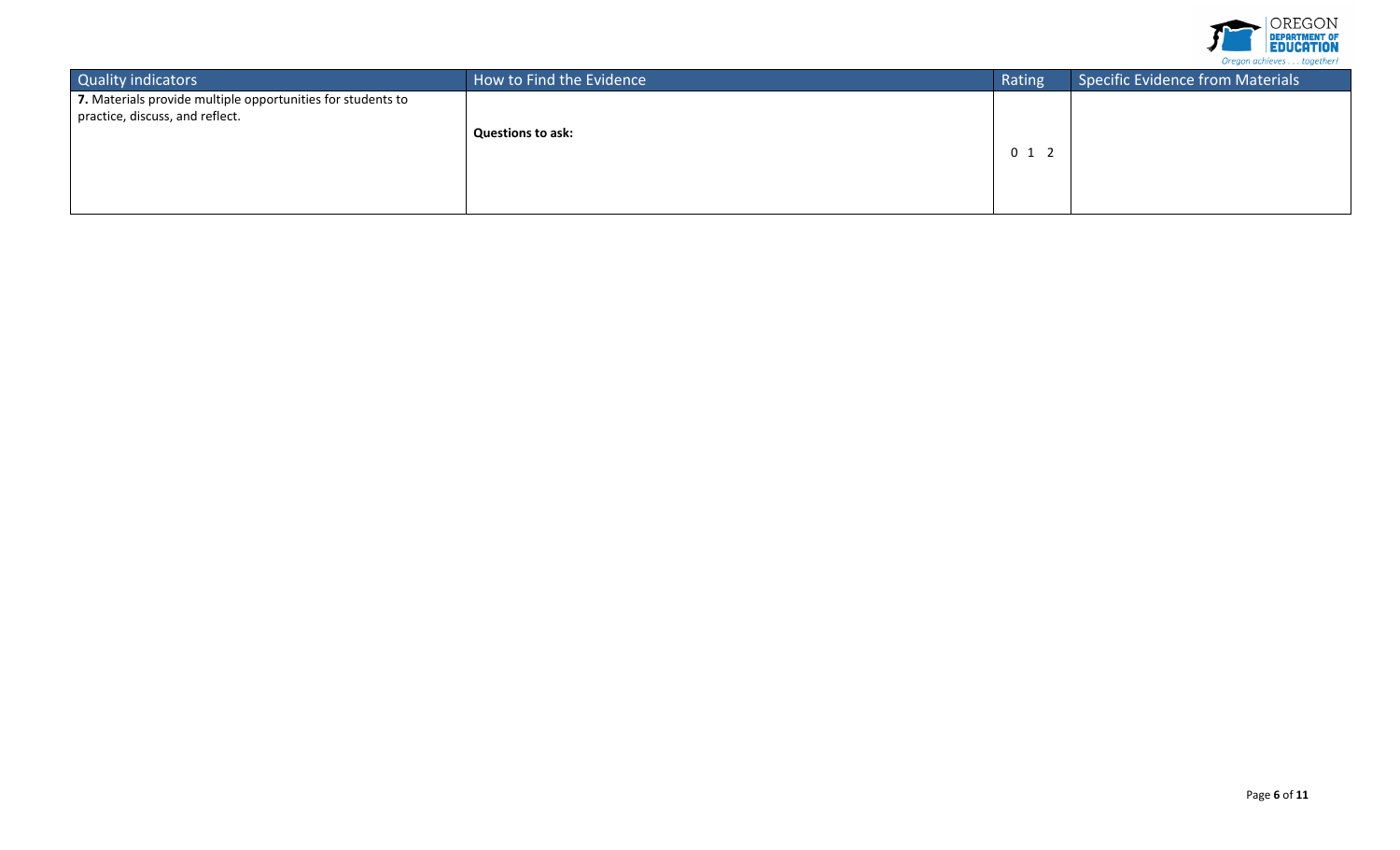| Quality indicators | How to Find the Evidence | Rating | Specific Evidence from Materials |
|---|---|---|---|
| **7.** Materials provide multiple opportunities for students to practice, discuss, and reflect. | **Questions to ask:** | 0 1 2 | |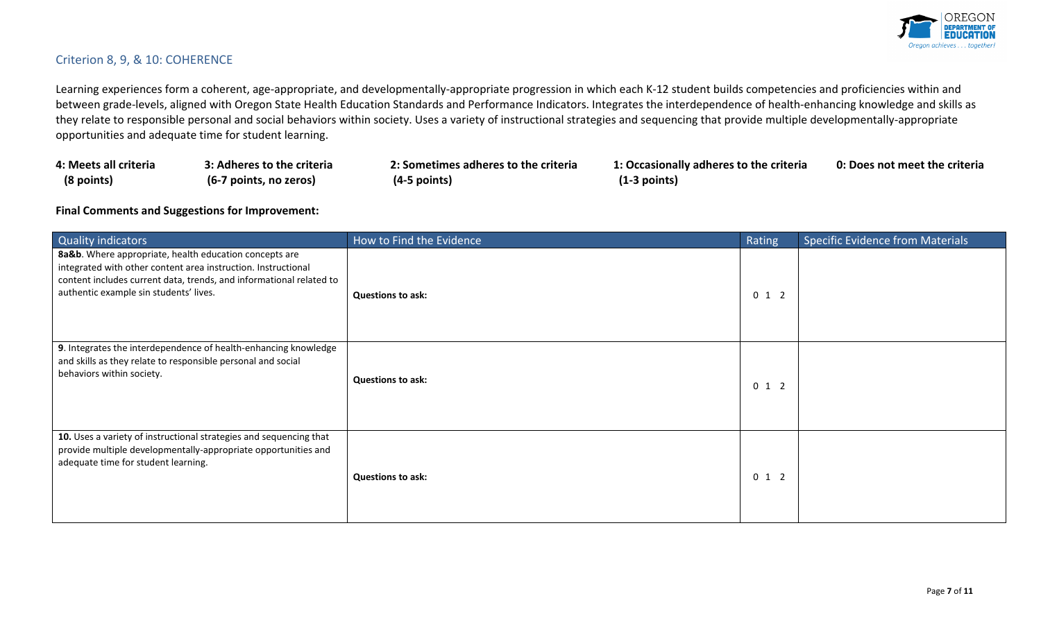## Criterion 8, 9, & 10: COHERENCE

Learning experiences form a coherent, age-appropriate, and developmentally-appropriate progression in which each K-12 student builds competencies and proficiencies within and between grade-levels, aligned with Oregon State Health Education Standards and Performance Indicators. Integrates the interdependence of health-enhancing knowledge and skills as they relate to responsible personal and social behaviors within society. Uses a variety of instructional strategies and sequencing that provide multiple developmentally-appropriate opportunities and adequate time for student learning.

| | | | | |
|---|---|---|---|---|
| **4: Meets all criteria (8 points)** | **3: Adheres to the criteria (6-7 points, no zeros)** | **2: Sometimes adheres to the criteria (4-5 points)** | **1: Occasionally adheres to the criteria (1-3 points)** | **0: Does not meet the criteria** |

**Final Comments and Suggestions for Improvement:**

| Quality indicators | How to Find the Evidence | Rating | Specific Evidence from Materials |
|---|---|---|---|
| **8a&b**. Where appropriate, health education concepts are integrated with other content area instruction. Instructional content includes current data, trends, and informational related to authentic example sin students' lives. | **Questions to ask:** | 0 1 2 | |
| **9**. Integrates the interdependence of health-enhancing knowledge and skills as they relate to responsible personal and social behaviors within society. | **Questions to ask:** | 0 1 2 | |
| **10.** Uses a variety of instructional strategies and sequencing that provide multiple developmentally-appropriate opportunities and adequate time for student learning. | **Questions to ask:** | 0 1 2 | |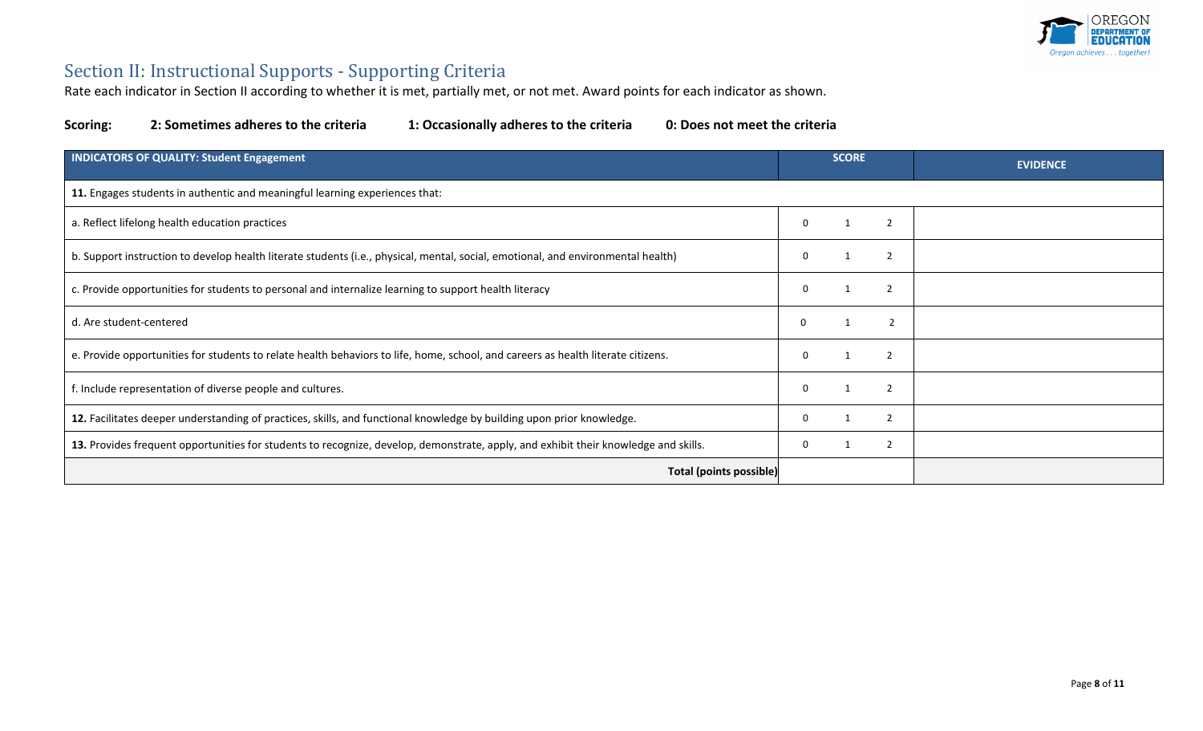## Section II: Instructional Supports - Supporting Criteria

Rate each indicator in Section II according to whether it is met, partially met, or not met. Award points for each indicator as shown.

**Scoring: 2: Sometimes adheres to the criteria 1: Occasionally adheres to the criteria 0: Does not meet the criteria**

| INDICATORS OF QUALITY: Student Engagement | SCORE | EVIDENCE |
|---|---|---|
| **11.** Engages students in authentic and meaningful learning experiences that: | | |
| a. Reflect lifelong health education practices | 0 1 2 | |
| b. Support instruction to develop health literate students (i.e., physical, mental, social, emotional, and environmental health) | 0 1 2 | |
| c. Provide opportunities for students to personal and internalize learning to support health literacy | 0 1 2 | |
| d. Are student-centered | 0 1 2 | |
| e. Provide opportunities for students to relate health behaviors to life, home, school, and careers as health literate citizens. | 0 1 2 | |
| f. Include representation of diverse people and cultures. | 0 1 2 | |
| **12.** Facilitates deeper understanding of practices, skills, and functional knowledge by building upon prior knowledge. | 0 1 2 | |
| **13.** Provides frequent opportunities for students to recognize, develop, demonstrate, apply, and exhibit their knowledge and skills. | 0 1 2 | |
| **Total (points possible)** | | |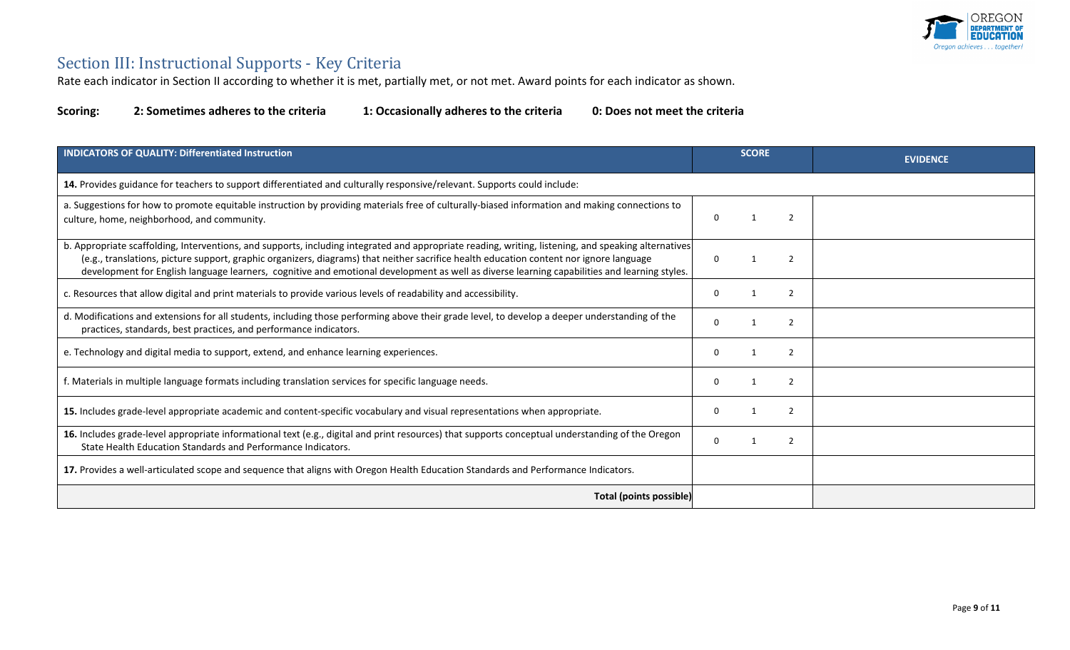## Section III: Instructional Supports - Key Criteria

Rate each indicator in Section II according to whether it is met, partially met, or not met. Award points for each indicator as shown.

**Scoring:** **2: Sometimes adheres to the criteria** **1: Occasionally adheres to the criteria** **0: Does not meet the criteria**

| INDICATORS OF QUALITY: Differentiated Instruction | SCORE | | | EVIDENCE |
|---|---|---|---|---|
| **14.** Provides guidance for teachers to support differentiated and culturally responsive/relevant. Supports could include: | | | | |
| a. Suggestions for how to promote equitable instruction by providing materials free of culturally-biased information and making connections to culture, home, neighborhood, and community. | 0 | 1 | 2 | |
| b. Appropriate scaffolding, Interventions, and supports, including integrated and appropriate reading, writing, listening, and speaking alternatives (e.g., translations, picture support, graphic organizers, diagrams) that neither sacrifice health education content nor ignore language development for English language learners, cognitive and emotional development as well as diverse learning capabilities and learning styles. | 0 | 1 | 2 | |
| c. Resources that allow digital and print materials to provide various levels of readability and accessibility. | 0 | 1 | 2 | |
| d. Modifications and extensions for all students, including those performing above their grade level, to develop a deeper understanding of the practices, standards, best practices, and performance indicators. | 0 | 1 | 2 | |
| e. Technology and digital media to support, extend, and enhance learning experiences. | 0 | 1 | 2 | |
| f. Materials in multiple language formats including translation services for specific language needs. | 0 | 1 | 2 | |
| **15.** Includes grade-level appropriate academic and content-specific vocabulary and visual representations when appropriate. | 0 | 1 | 2 | |
| **16.** Includes grade-level appropriate informational text (e.g., digital and print resources) that supports conceptual understanding of the Oregon State Health Education Standards and Performance Indicators. | 0 | 1 | 2 | |
| **17.** Provides a well-articulated scope and sequence that aligns with Oregon Health Education Standards and Performance Indicators. | | | | |
| **Total (points possible)** | | | | |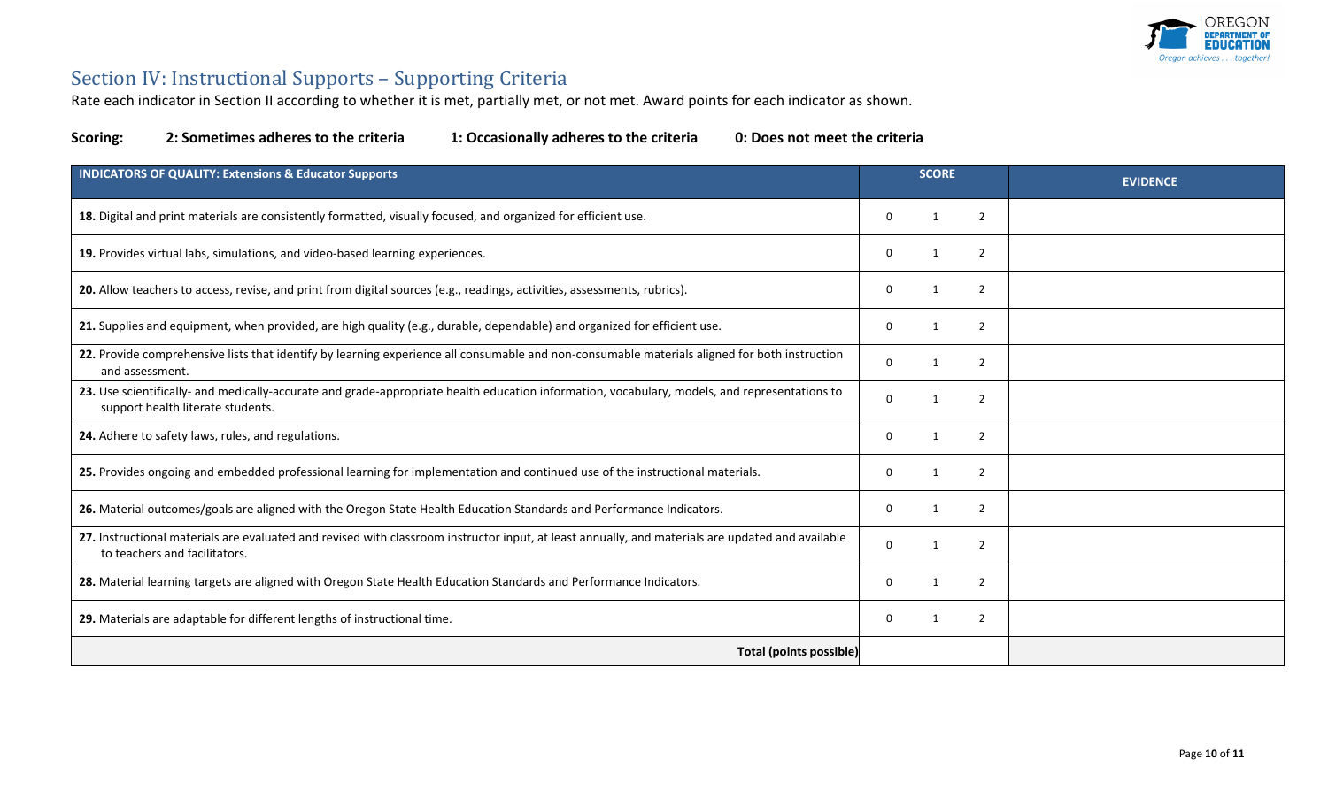## Section IV: Instructional Supports – Supporting Criteria

Rate each indicator in Section II according to whether it is met, partially met, or not met. Award points for each indicator as shown.

**Scoring:** **2: Sometimes adheres to the criteria** **1: Occasionally adheres to the criteria** **0: Does not meet the criteria**

| INDICATORS OF QUALITY: Extensions & Educator Supports | SCORE | | | EVIDENCE |
|---|---|---|---|---|
| **18.** Digital and print materials are consistently formatted, visually focused, and organized for efficient use. | 0 | 1 | 2 | |
| **19.** Provides virtual labs, simulations, and video-based learning experiences. | 0 | 1 | 2 | |
| **20.** Allow teachers to access, revise, and print from digital sources (e.g., readings, activities, assessments, rubrics). | 0 | 1 | 2 | |
| **21.** Supplies and equipment, when provided, are high quality (e.g., durable, dependable) and organized for efficient use. | 0 | 1 | 2 | |
| **22.** Provide comprehensive lists that identify by learning experience all consumable and non-consumable materials aligned for both instruction and assessment. | 0 | 1 | 2 | |
| **23.** Use scientifically- and medically-accurate and grade-appropriate health education information, vocabulary, models, and representations to support health literate students. | 0 | 1 | 2 | |
| **24.** Adhere to safety laws, rules, and regulations. | 0 | 1 | 2 | |
| **25.** Provides ongoing and embedded professional learning for implementation and continued use of the instructional materials. | 0 | 1 | 2 | |
| **26.** Material outcomes/goals are aligned with the Oregon State Health Education Standards and Performance Indicators. | 0 | 1 | 2 | |
| **27.** Instructional materials are evaluated and revised with classroom instructor input, at least annually, and materials are updated and available to teachers and facilitators. | 0 | 1 | 2 | |
| **28.** Material learning targets are aligned with Oregon State Health Education Standards and Performance Indicators. | 0 | 1 | 2 | |
| **29.** Materials are adaptable for different lengths of instructional time. | 0 | 1 | 2 | |
| **Total (points possible)** | | | | |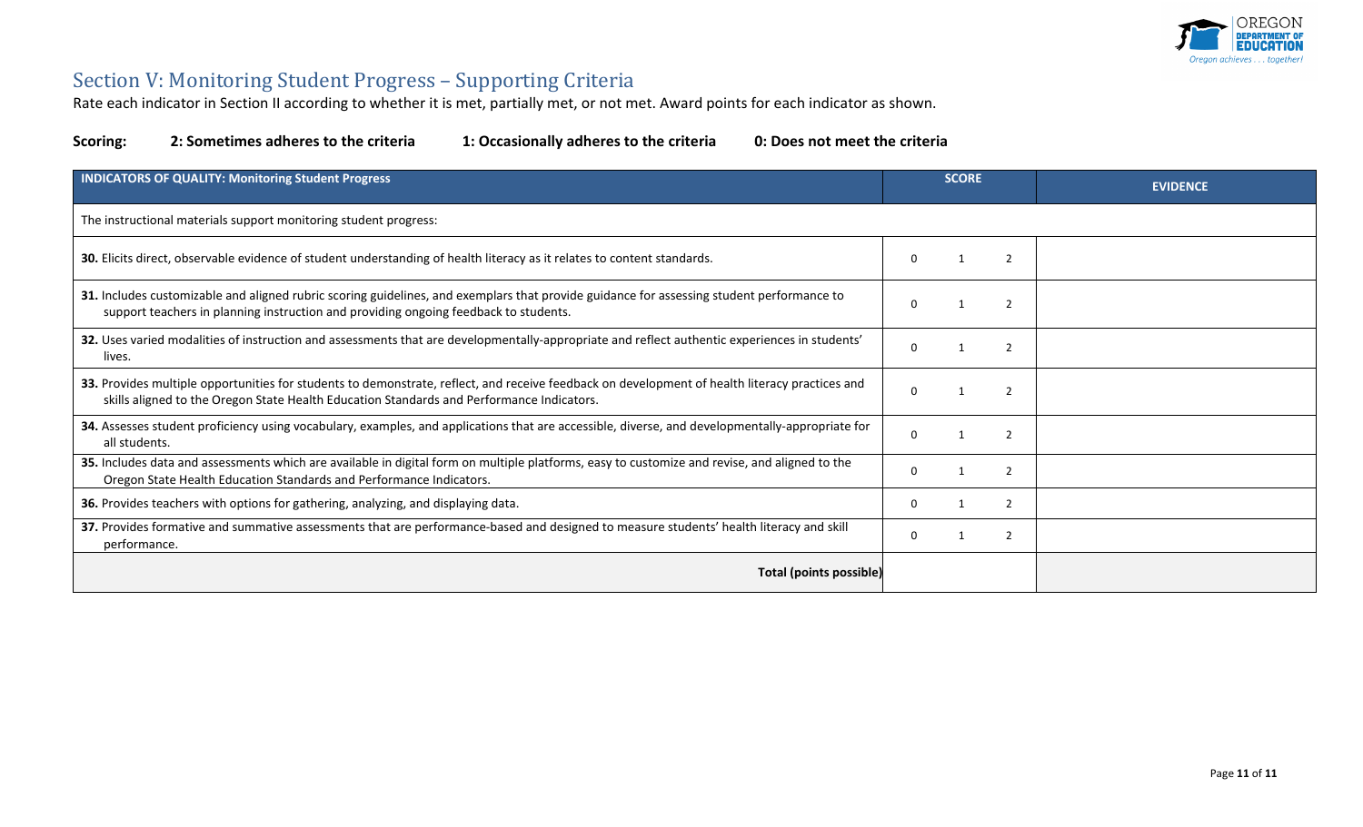## Section V: Monitoring Student Progress – Supporting Criteria

Rate each indicator in Section II according to whether it is met, partially met, or not met. Award points for each indicator as shown.

**Scoring:** **2: Sometimes adheres to the criteria** **1: Occasionally adheres to the criteria** **0: Does not meet the criteria**

| INDICATORS OF QUALITY: Monitoring Student Progress | SCORE | EVIDENCE |
|---|---|---|
| The instructional materials support monitoring student progress: | | |
| **30.** Elicits direct, observable evidence of student understanding of health literacy as it relates to content standards. | 0 1 2 | |
| **31.** Includes customizable and aligned rubric scoring guidelines, and exemplars that provide guidance for assessing student performance to support teachers in planning instruction and providing ongoing feedback to students. | 0 1 2 | |
| **32.** Uses varied modalities of instruction and assessments that are developmentally-appropriate and reflect authentic experiences in students' lives. | 0 1 2 | |
| **33.** Provides multiple opportunities for students to demonstrate, reflect, and receive feedback on development of health literacy practices and skills aligned to the Oregon State Health Education Standards and Performance Indicators. | 0 1 2 | |
| **34.** Assesses student proficiency using vocabulary, examples, and applications that are accessible, diverse, and developmentally-appropriate for all students. | 0 1 2 | |
| **35.** Includes data and assessments which are available in digital form on multiple platforms, easy to customize and revise, and aligned to the Oregon State Health Education Standards and Performance Indicators. | 0 1 2 | |
| **36.** Provides teachers with options for gathering, analyzing, and displaying data. | 0 1 2 | |
| **37.** Provides formative and summative assessments that are performance-based and designed to measure students' health literacy and skill performance. | 0 1 2 | |
| **Total (points possible)** | | |